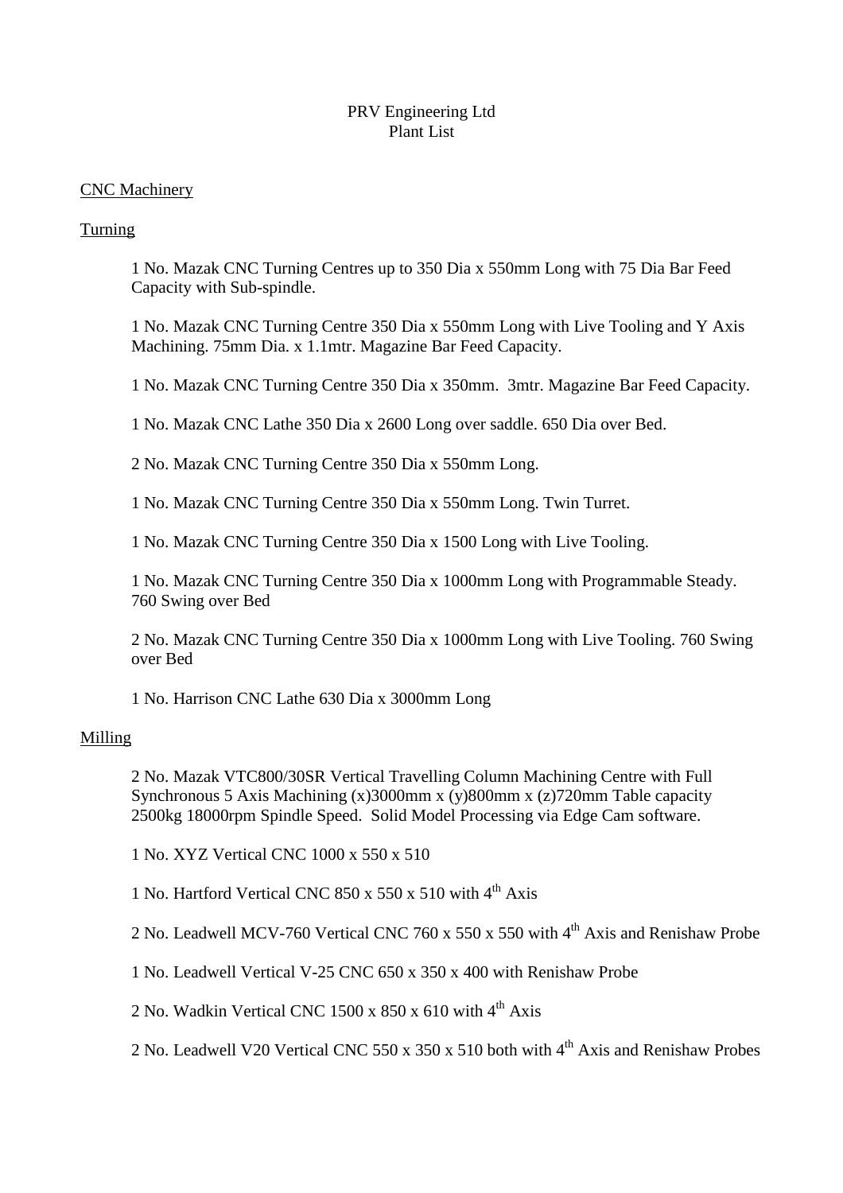PRV Engineering Ltd
Plant List

## CNC Machinery

### Turning

1 No. Mazak CNC Turning Centres up to 350 Dia x 550mm Long with 75 Dia Bar Feed Capacity with Sub-spindle.

1 No. Mazak CNC Turning Centre 350 Dia x 550mm Long with Live Tooling and Y Axis Machining. 75mm Dia. x 1.1mtr. Magazine Bar Feed Capacity.

1 No. Mazak CNC Turning Centre 350 Dia x 350mm. 3mtr. Magazine Bar Feed Capacity.

1 No. Mazak CNC Lathe 350 Dia x 2600 Long over saddle. 650 Dia over Bed.

2 No. Mazak CNC Turning Centre 350 Dia x 550mm Long.

1 No. Mazak CNC Turning Centre 350 Dia x 550mm Long. Twin Turret.

1 No. Mazak CNC Turning Centre 350 Dia x 1500 Long with Live Tooling.

1 No. Mazak CNC Turning Centre 350 Dia x 1000mm Long with Programmable Steady. 760 Swing over Bed

2 No. Mazak CNC Turning Centre 350 Dia x 1000mm Long with Live Tooling. 760 Swing over Bed

1 No. Harrison CNC Lathe 630 Dia x 3000mm Long

### Milling

2 No. Mazak VTC800/30SR Vertical Travelling Column Machining Centre with Full Synchronous 5 Axis Machining (x)3000mm x (y)800mm x (z)720mm Table capacity 2500kg 18000rpm Spindle Speed. Solid Model Processing via Edge Cam software.

1 No. XYZ Vertical CNC 1000 x 550 x 510

1 No. Hartford Vertical CNC 850 x 550 x 510 with 4th Axis

2 No. Leadwell MCV-760 Vertical CNC 760 x 550 x 550 with 4th Axis and Renishaw Probe

1 No. Leadwell Vertical V-25 CNC 650 x 350 x 400 with Renishaw Probe

2 No. Wadkin Vertical CNC 1500 x 850 x 610 with 4th Axis

2 No. Leadwell V20 Vertical CNC 550 x 350 x 510 both with 4th Axis and Renishaw Probes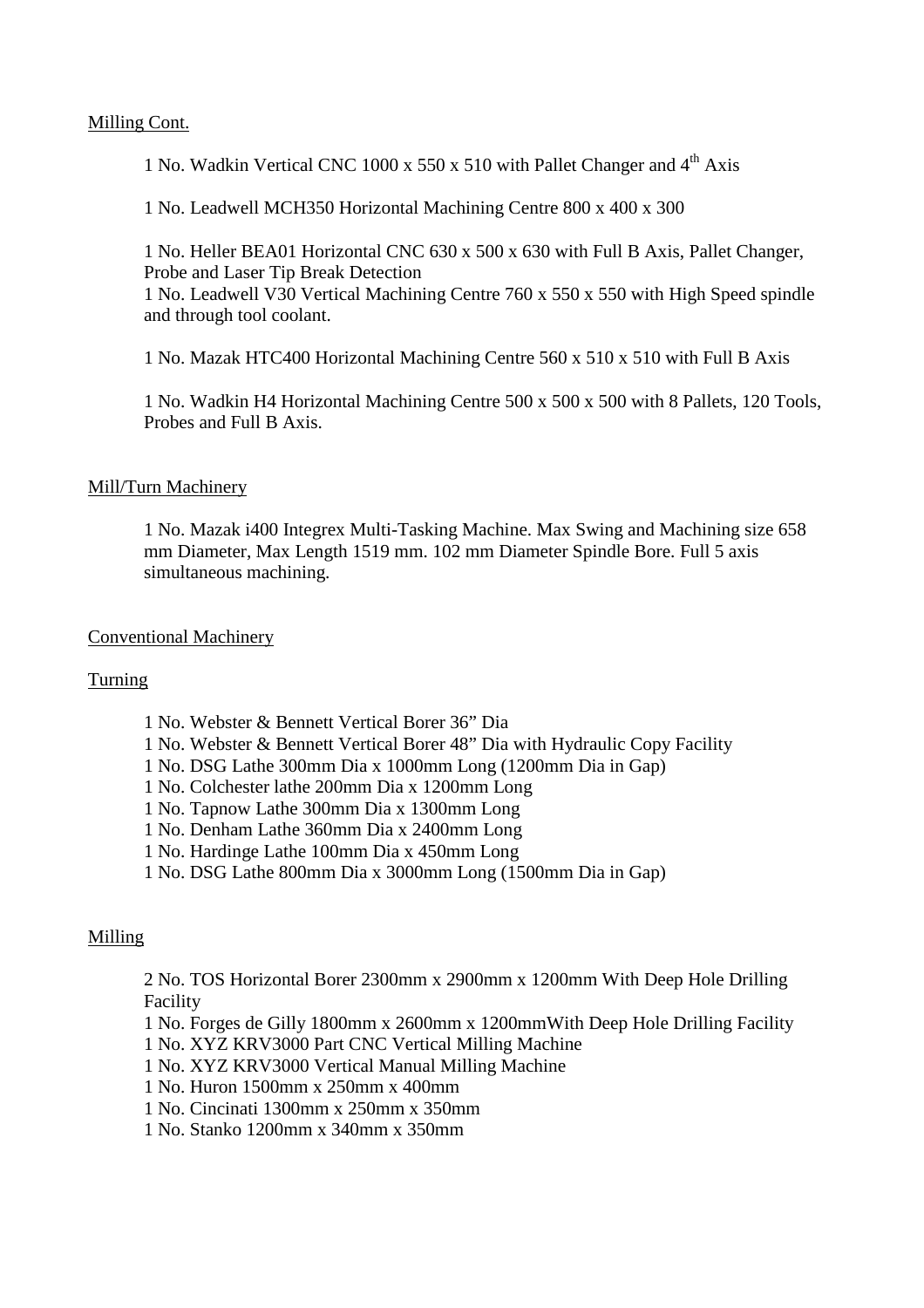## Milling Cont.

1 No. Wadkin Vertical CNC 1000 x 550 x 510 with Pallet Changer and 4th Axis

1 No. Leadwell MCH350 Horizontal Machining Centre 800 x 400 x 300

1 No. Heller BEA01 Horizontal CNC 630 x 500 x 630 with Full B Axis, Pallet Changer, Probe and Laser Tip Break Detection
1 No. Leadwell V30 Vertical Machining Centre 760 x 550 x 550 with High Speed spindle and through tool coolant.

1 No. Mazak HTC400 Horizontal Machining Centre 560 x 510 x 510 with Full B Axis

1 No. Wadkin H4 Horizontal Machining Centre 500 x 500 x 500 with 8 Pallets, 120 Tools, Probes and Full B Axis.

## Mill/Turn Machinery

1 No. Mazak i400 Integrex Multi-Tasking Machine. Max Swing and Machining size 658 mm Diameter, Max Length 1519 mm. 102 mm Diameter Spindle Bore. Full 5 axis simultaneous machining.

## Conventional Machinery

### Turning

1 No. Webster & Bennett Vertical Borer 36" Dia
1 No. Webster & Bennett Vertical Borer 48" Dia with Hydraulic Copy Facility
1 No. DSG Lathe 300mm Dia x 1000mm Long (1200mm Dia in Gap)
1 No. Colchester lathe 200mm Dia x 1200mm Long
1 No. Tapnow Lathe 300mm Dia x 1300mm Long
1 No. Denham Lathe 360mm Dia x 2400mm Long
1 No. Hardinge Lathe 100mm Dia x 450mm Long
1 No. DSG Lathe 800mm Dia x 3000mm Long (1500mm Dia in Gap)

### Milling

2 No. TOS Horizontal Borer 2300mm x 2900mm x 1200mm With Deep Hole Drilling Facility
1 No. Forges de Gilly 1800mm x 2600mm x 1200mmWith Deep Hole Drilling Facility
1 No. XYZ KRV3000 Part CNC Vertical Milling Machine
1 No. XYZ KRV3000 Vertical Manual Milling Machine
1 No. Huron 1500mm x 250mm x 400mm
1 No. Cincinati 1300mm x 250mm x 350mm
1 No. Stanko 1200mm x 340mm x 350mm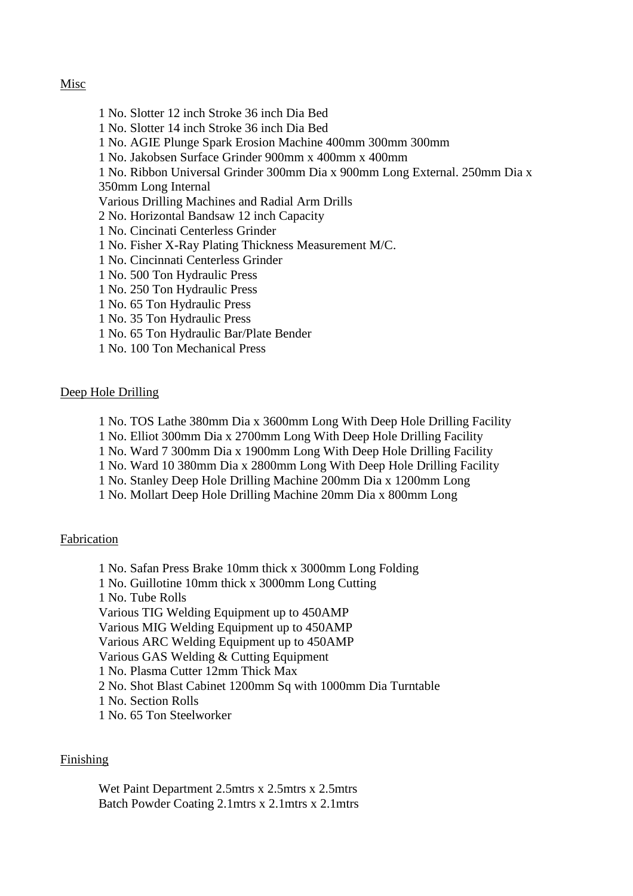<u>Misc</u>

1 No. Slotter 12 inch Stroke 36 inch Dia Bed
1 No. Slotter 14 inch Stroke 36 inch Dia Bed
1 No. AGIE Plunge Spark Erosion Machine 400mm 300mm 300mm
1 No. Jakobsen Surface Grinder 900mm x 400mm x 400mm
1 No. Ribbon Universal Grinder 300mm Dia x 900mm Long External. 250mm Dia x 350mm Long Internal
Various Drilling Machines and Radial Arm Drills
2 No. Horizontal Bandsaw 12 inch Capacity
1 No. Cincinati Centerless Grinder
1 No. Fisher X-Ray Plating Thickness Measurement M/C.
1 No. Cincinnati Centerless Grinder
1 No. 500 Ton Hydraulic Press
1 No. 250 Ton Hydraulic Press
1 No. 65 Ton Hydraulic Press
1 No. 35 Ton Hydraulic Press
1 No. 65 Ton Hydraulic Bar/Plate Bender
1 No. 100 Ton Mechanical Press

<u>Deep Hole Drilling</u>

1 No. TOS Lathe 380mm Dia x 3600mm Long With Deep Hole Drilling Facility
1 No. Elliot 300mm Dia x 2700mm Long With Deep Hole Drilling Facility
1 No. Ward 7 300mm Dia x 1900mm Long With Deep Hole Drilling Facility
1 No. Ward 10 380mm Dia x 2800mm Long With Deep Hole Drilling Facility
1 No. Stanley Deep Hole Drilling Machine 200mm Dia x 1200mm Long
1 No. Mollart Deep Hole Drilling Machine 20mm Dia x 800mm Long

<u>Fabrication</u>

1 No. Safan Press Brake 10mm thick x 3000mm Long Folding
1 No. Guillotine 10mm thick x 3000mm Long Cutting
1 No. Tube Rolls
Various TIG Welding Equipment up to 450AMP
Various MIG Welding Equipment up to 450AMP
Various ARC Welding Equipment up to 450AMP
Various GAS Welding & Cutting Equipment
1 No. Plasma Cutter 12mm Thick Max
2 No. Shot Blast Cabinet 1200mm Sq with 1000mm Dia Turntable
1 No. Section Rolls
1 No. 65 Ton Steelworker

<u>Finishing</u>

Wet Paint Department 2.5mtrs x 2.5mtrs x 2.5mtrs
Batch Powder Coating 2.1mtrs x 2.1mtrs x 2.1mtrs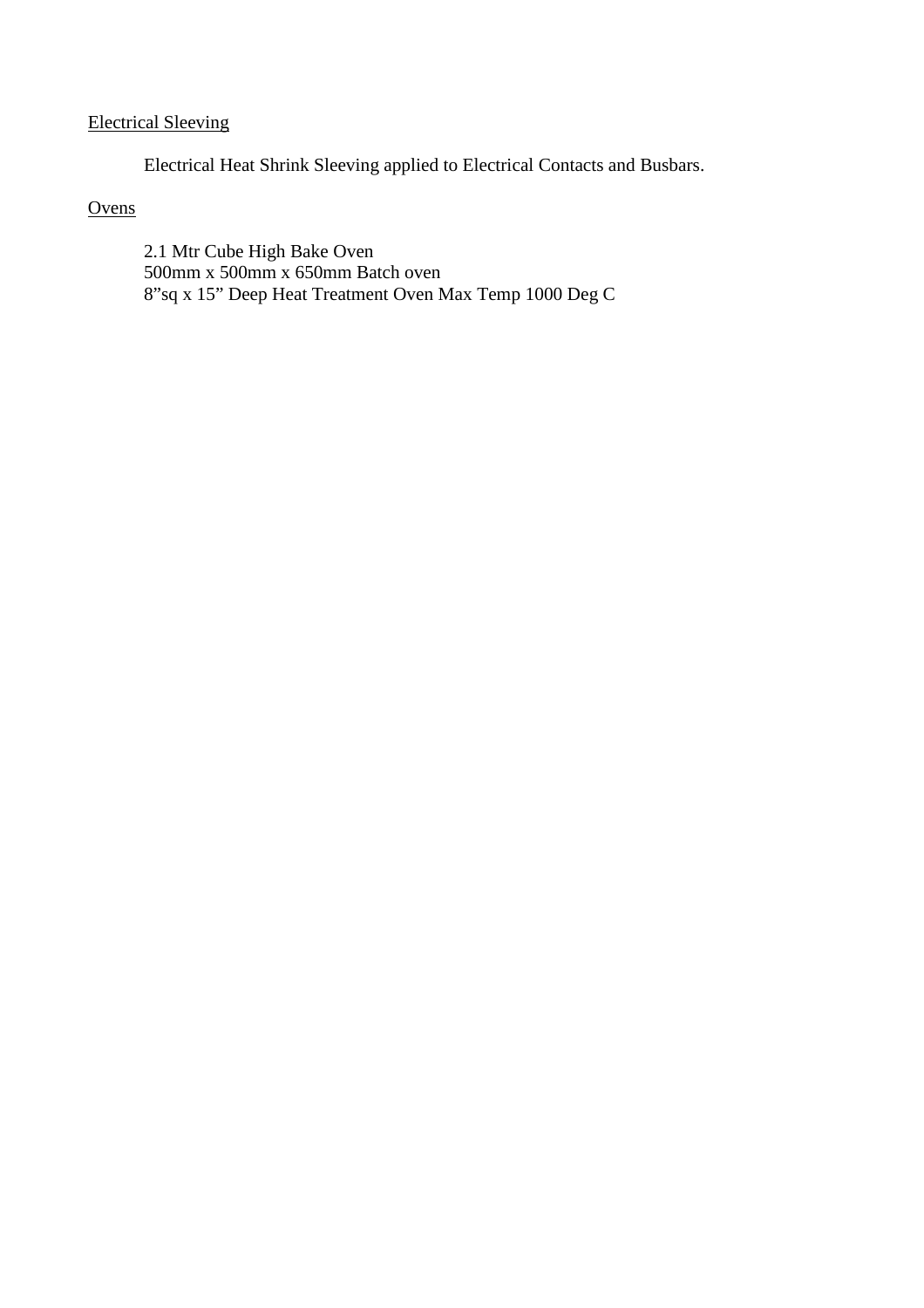<u>Electrical Sleeving</u>

Electrical Heat Shrink Sleeving applied to Electrical Contacts and Busbars.

<u>Ovens</u>

2.1 Mtr Cube High Bake Oven
500mm x 500mm x 650mm Batch oven
8”sq x 15” Deep Heat Treatment Oven Max Temp 1000 Deg C